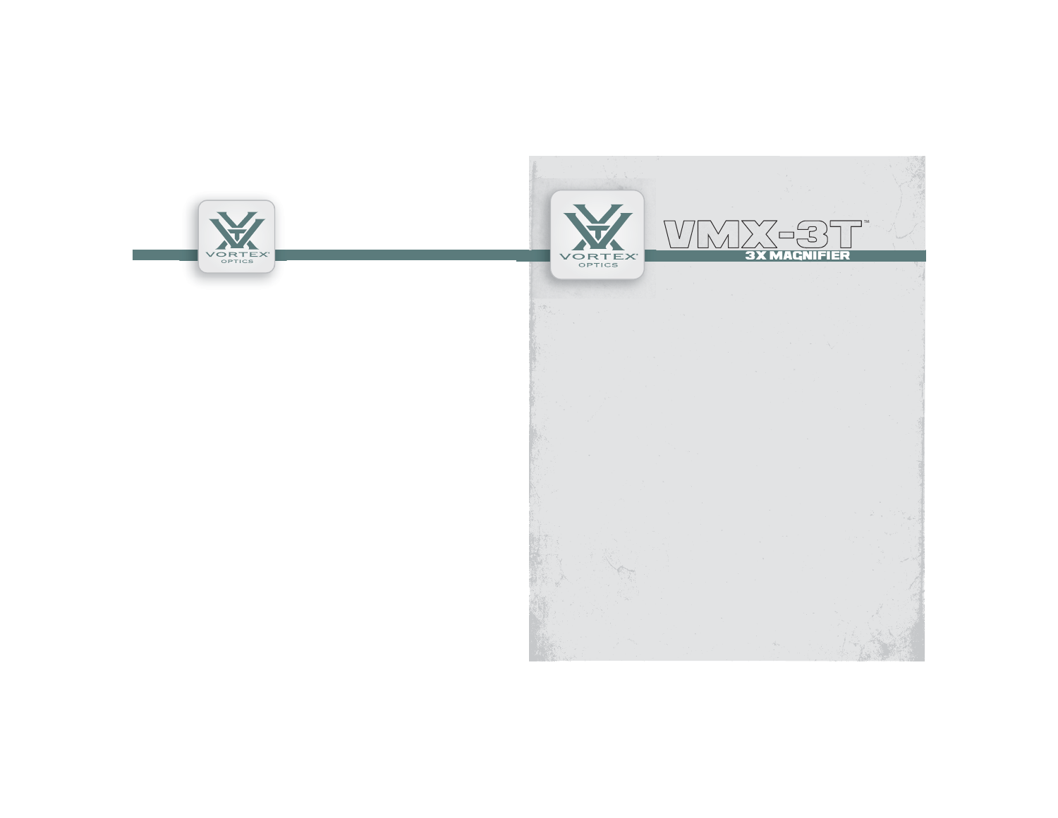VORTEX® OPTICS

VORTEX® OPTICS

# VMX-3T™

## 3X MAGNIFIER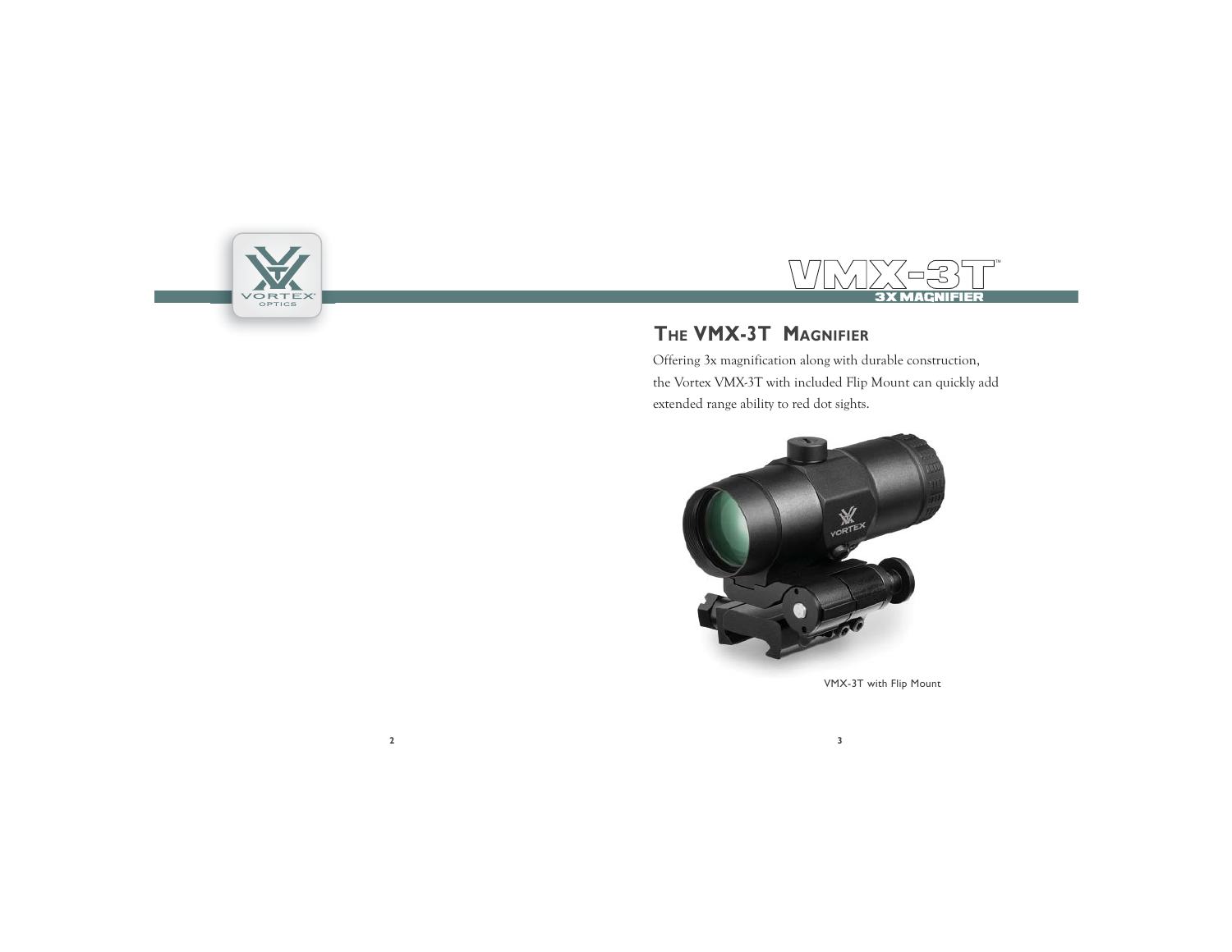## The VMX-3T Magnifier

Offering 3x magnification along with durable construction, the Vortex VMX-3T with included Flip Mount can quickly add extended range ability to red dot sights.

VMX-3T with Flip Mount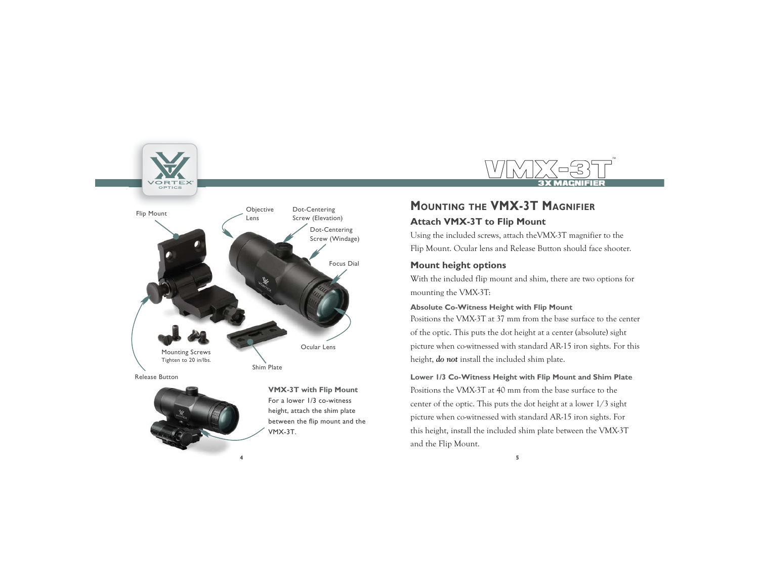Flip Mount

Objective Lens

Dot-Centering Screw (Elevation)

Dot-Centering Screw (Windage)

Focus Dial

Ocular Lens

Mounting Screws
Tighten to 20 in/lbs.

Shim Plate

Release Button

**VMX-3T with Flip Mount**
For a lower 1/3 co-witness height, attach the shim plate between the flip mount and the VMX-3T.

## Mounting the VMX-3T Magnifier

### Attach VMX-3T to Flip Mount

Using the included screws, attach theVMX-3T magnifier to the Flip Mount. Ocular lens and Release Button should face shooter.

### Mount height options

With the included flip mount and shim, there are two options for mounting the VMX-3T:

#### Absolute Co-Witness Height with Flip Mount

Positions the VMX-3T at 37 mm from the base surface to the center of the optic. This puts the dot height at a center (absolute) sight picture when co-witnessed with standard AR-15 iron sights. For this height, ***do not*** install the included shim plate.

#### Lower 1/3 Co-Witness Height with Flip Mount and Shim Plate

Positions the VMX-3T at 40 mm from the base surface to the center of the optic. This puts the dot height at a lower 1/3 sight picture when co-witnessed with standard AR-15 iron sights. For this height, install the included shim plate between the VMX-3T and the Flip Mount.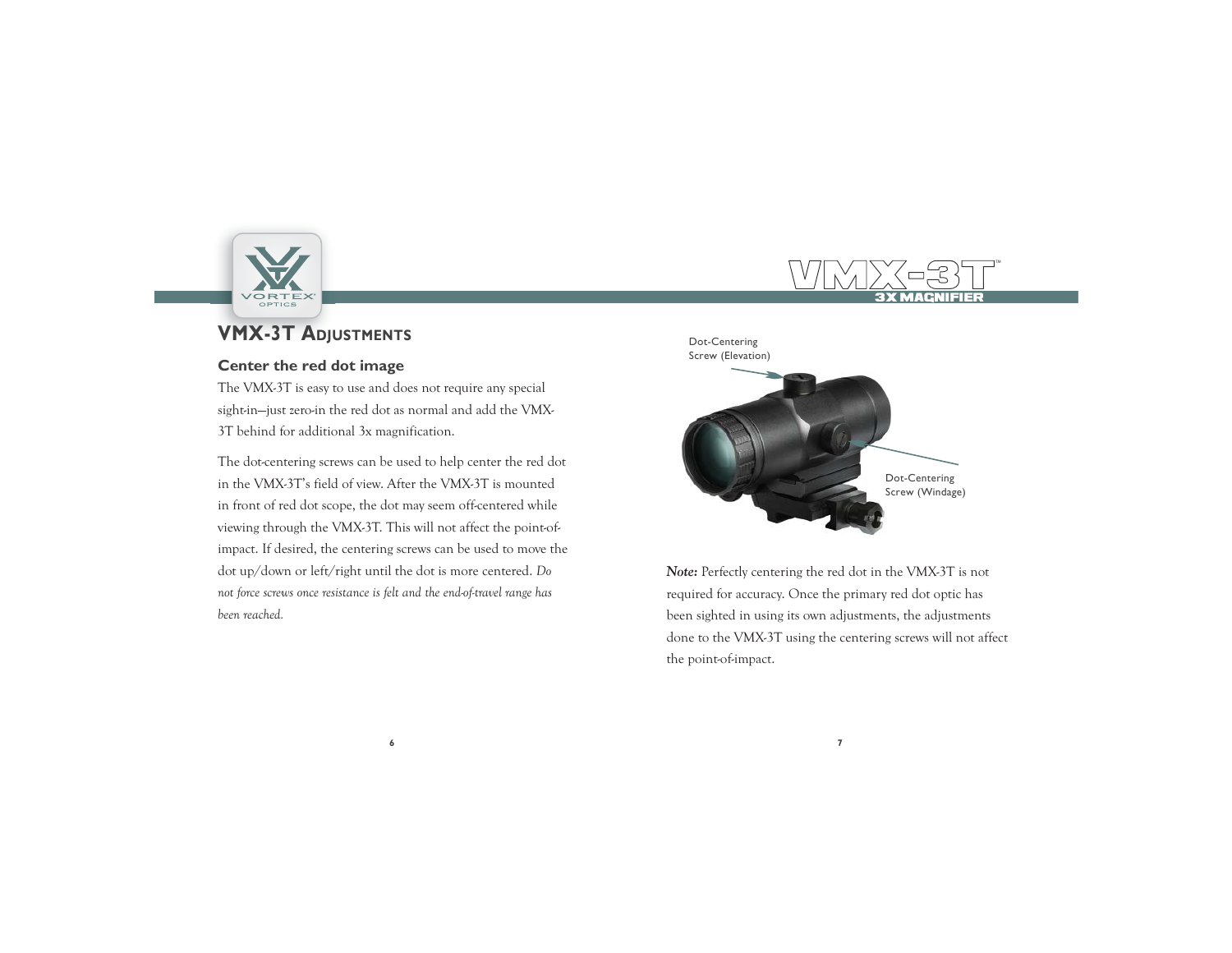## VMX-3T Adjustments

### Center the red dot image

The VMX-3T is easy to use and does not require any special sight-in—just zero-in the red dot as normal and add the VMX-3T behind for additional 3x magnification.

The dot-centering screws can be used to help center the red dot in the VMX-3T's field of view. After the VMX-3T is mounted in front of red dot scope, the dot may seem off-centered while viewing through the VMX-3T. This will not affect the point-of-impact. If desired, the centering screws can be used to move the dot up/down or left/right until the dot is more centered. *Do not force screws once resistance is felt and the end-of-travel range has been reached.*

Dot-Centering Screw (Elevation)

Dot-Centering Screw (Windage)

***Note:*** Perfectly centering the red dot in the VMX-3T is not required for accuracy. Once the primary red dot optic has been sighted in using its own adjustments, the adjustments done to the VMX-3T using the centering screws will not affect the point-of-impact.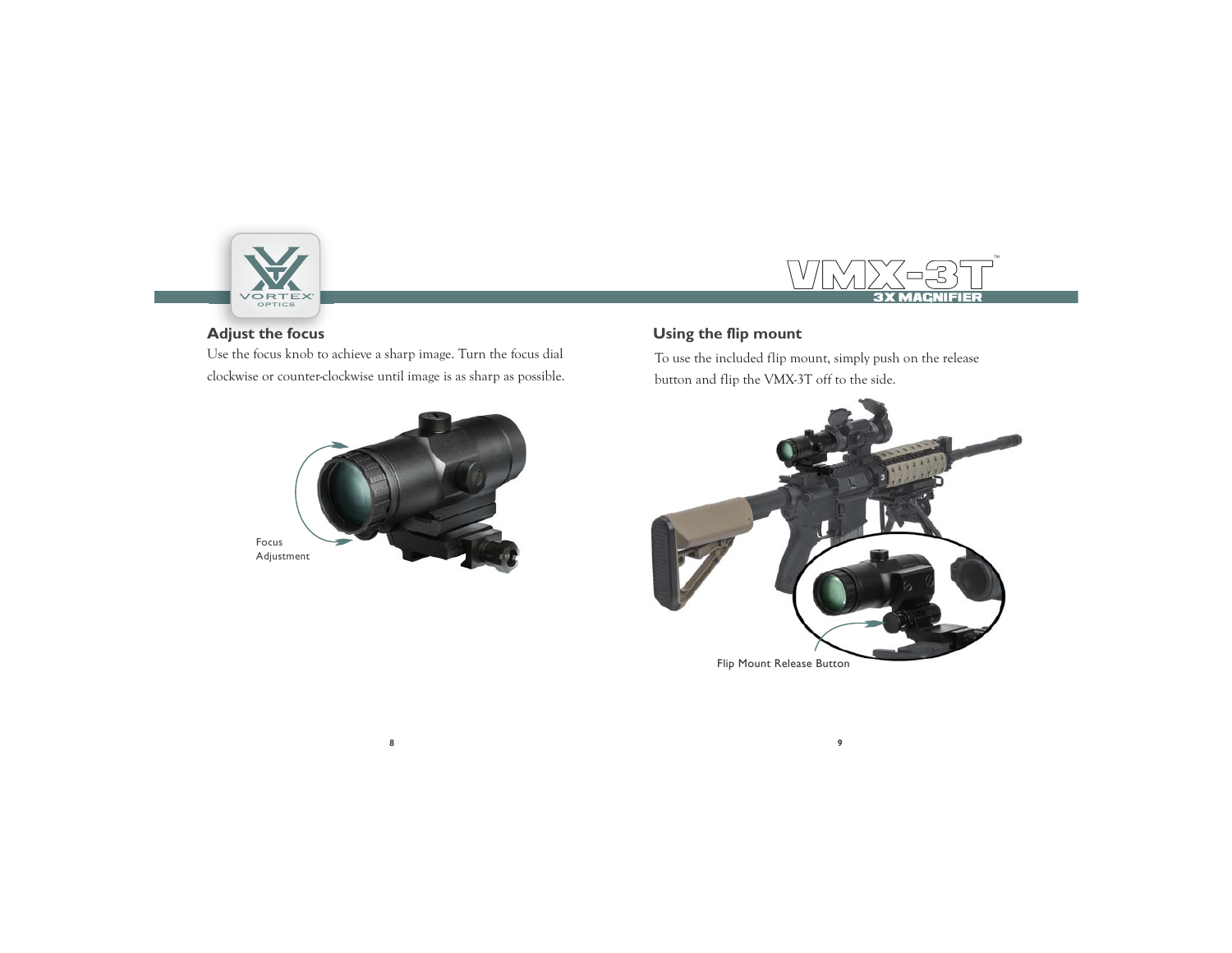## Adjust the focus

Use the focus knob to achieve a sharp image. Turn the focus dial clockwise or counter-clockwise until image is as sharp as possible.

Focus Adjustment

## Using the flip mount

To use the included flip mount, simply push on the release button and flip the VMX-3T off to the side.

Flip Mount Release Button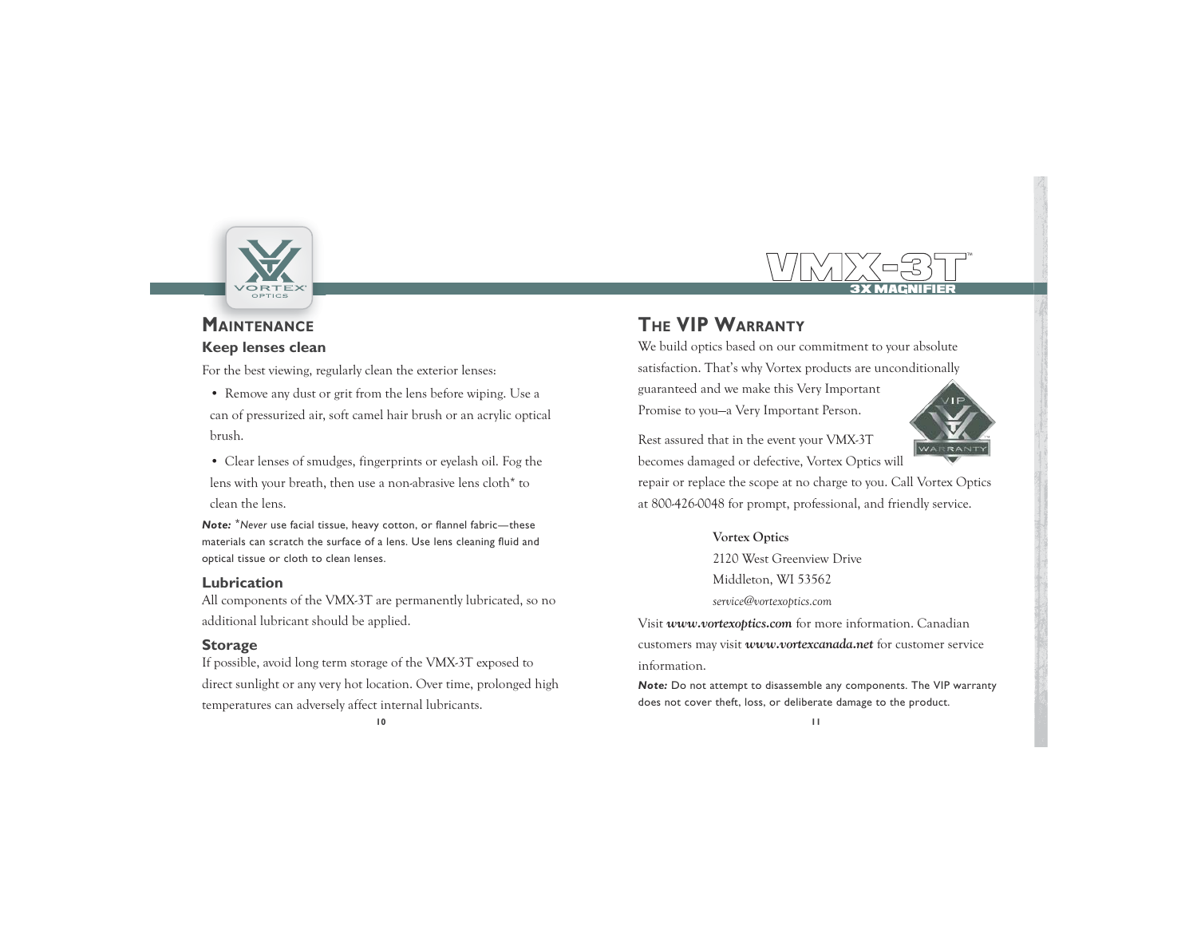## Maintenance

### Keep lenses clean

For the best viewing, regularly clean the exterior lenses:

- Remove any dust or grit from the lens before wiping. Use a can of pressurized air, soft camel hair brush or an acrylic optical brush.
- Clear lenses of smudges, fingerprints or eyelash oil. Fog the lens with your breath, then use a non-abrasive lens cloth* to clean the lens.

***Note:*** *\*Never* use facial tissue, heavy cotton, or flannel fabric—these materials can scratch the surface of a lens. Use lens cleaning fluid and optical tissue or cloth to clean lenses.

### Lubrication

All components of the VMX-3T are permanently lubricated, so no additional lubricant should be applied.

### Storage

If possible, avoid long term storage of the VMX-3T exposed to direct sunlight or any very hot location. Over time, prolonged high temperatures can adversely affect internal lubricants.

## The VIP Warranty

We build optics based on our commitment to your absolute satisfaction. That's why Vortex products are unconditionally guaranteed and we make this Very Important Promise to you—a Very Important Person.

Rest assured that in the event your VMX-3T becomes damaged or defective, Vortex Optics will repair or replace the scope at no charge to you. Call Vortex Optics at 800-426-0048 for prompt, professional, and friendly service.

**Vortex Optics**
2120 West Greenview Drive
Middleton, WI 53562
*service@vortexoptics.com*

Visit ***www.vortexoptics.com*** for more information. Canadian customers may visit ***www.vortexcanada.net*** for customer service information.

***Note:*** Do not attempt to disassemble any components. The VIP warranty does not cover theft, loss, or deliberate damage to the product.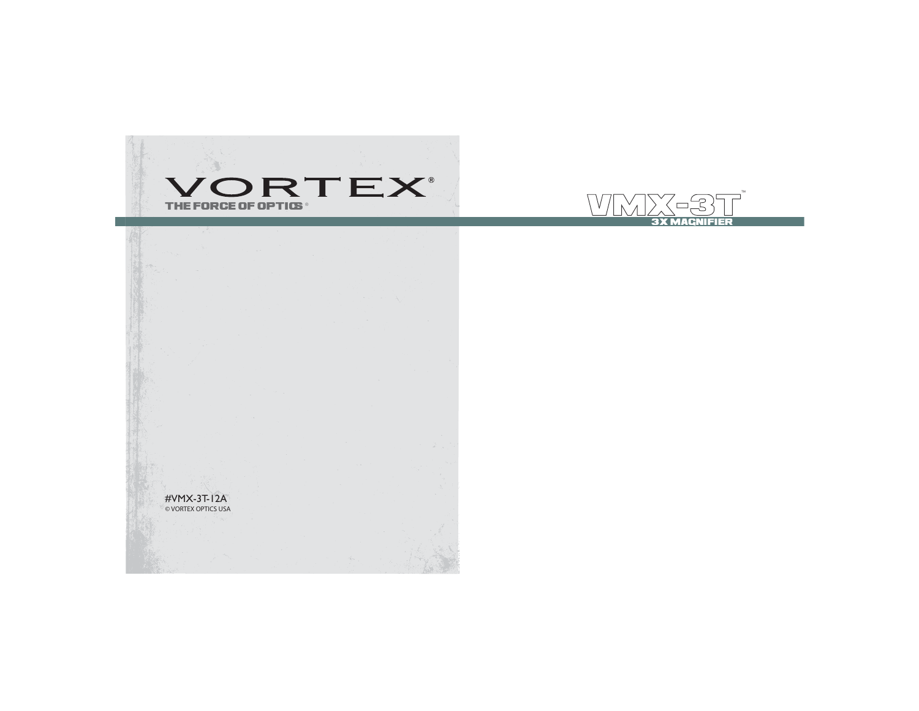# VORTEX®

THE FORCE OF OPTICS®

#VMX-3T-12A

© VORTEX OPTICS USA

# VMX-3T™

3X MAGNIFIER